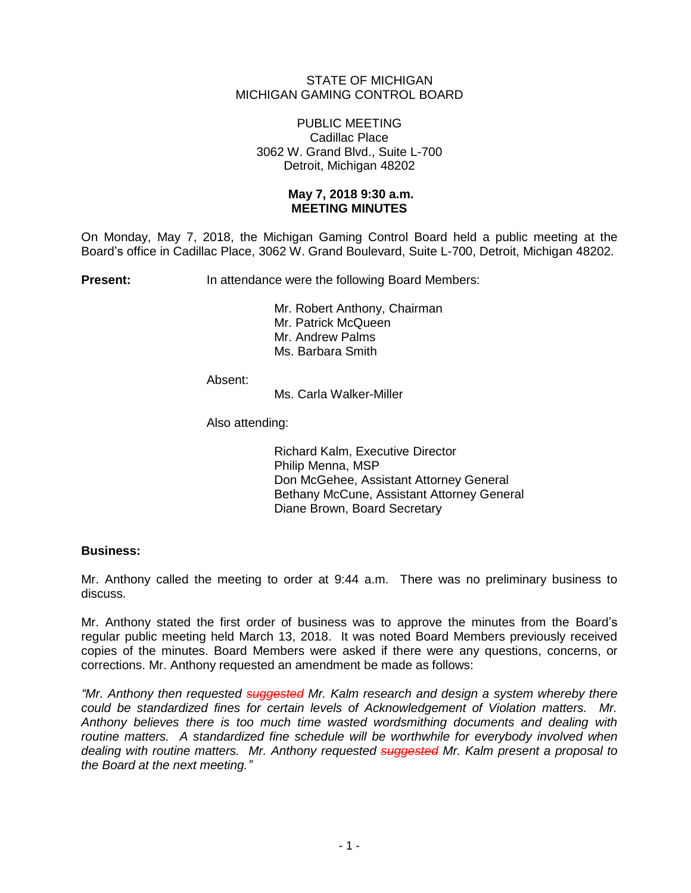STATE OF MICHIGAN
MICHIGAN GAMING CONTROL BOARD

PUBLIC MEETING
Cadillac Place
3062 W. Grand Blvd., Suite L-700
Detroit, Michigan 48202

**May 7, 2018 9:30 a.m.**
**MEETING MINUTES**

On Monday, May 7, 2018, the Michigan Gaming Control Board held a public meeting at the Board's office in Cadillac Place, 3062 W. Grand Boulevard, Suite L-700, Detroit, Michigan 48202.

**Present:** In attendance were the following Board Members:

Mr. Robert Anthony, Chairman
Mr. Patrick McQueen
Mr. Andrew Palms
Ms. Barbara Smith

Absent:

Ms. Carla Walker-Miller

Also attending:

Richard Kalm, Executive Director
Philip Menna, MSP
Don McGehee, Assistant Attorney General
Bethany McCune, Assistant Attorney General
Diane Brown, Board Secretary

**Business:**

Mr. Anthony called the meeting to order at 9:44 a.m. There was no preliminary business to discuss.

Mr. Anthony stated the first order of business was to approve the minutes from the Board's regular public meeting held March 13, 2018. It was noted Board Members previously received copies of the minutes. Board Members were asked if there were any questions, concerns, or corrections. Mr. Anthony requested an amendment be made as follows:

*"Mr. Anthony then requested ~~suggested~~ Mr. Kalm research and design a system whereby there could be standardized fines for certain levels of Acknowledgement of Violation matters. Mr. Anthony believes there is too much time wasted wordsmithing documents and dealing with routine matters. A standardized fine schedule will be worthwhile for everybody involved when dealing with routine matters. Mr. Anthony requested ~~suggested~~ Mr. Kalm present a proposal to the Board at the next meeting."*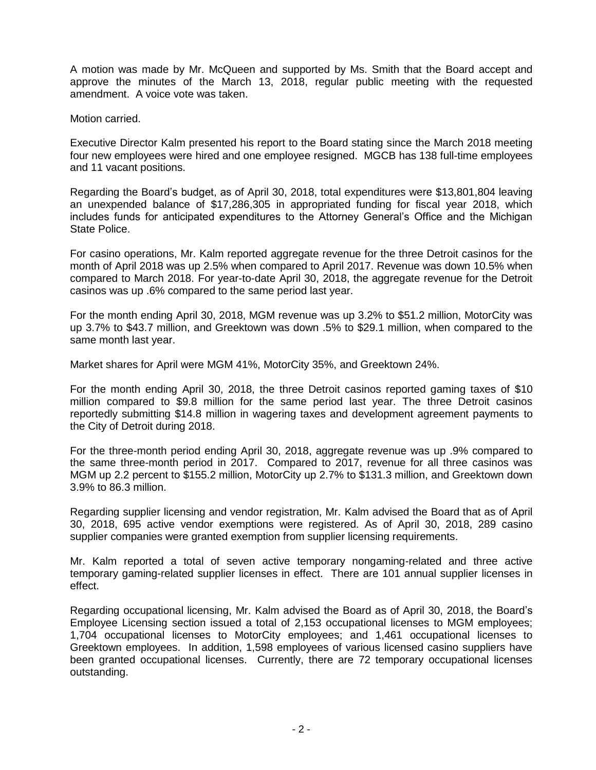A motion was made by Mr. McQueen and supported by Ms. Smith that the Board accept and approve the minutes of the March 13, 2018, regular public meeting with the requested amendment. A voice vote was taken.

Motion carried.

Executive Director Kalm presented his report to the Board stating since the March 2018 meeting four new employees were hired and one employee resigned. MGCB has 138 full-time employees and 11 vacant positions.

Regarding the Board's budget, as of April 30, 2018, total expenditures were $13,801,804 leaving an unexpended balance of $17,286,305 in appropriated funding for fiscal year 2018, which includes funds for anticipated expenditures to the Attorney General's Office and the Michigan State Police.

For casino operations, Mr. Kalm reported aggregate revenue for the three Detroit casinos for the month of April 2018 was up 2.5% when compared to April 2017. Revenue was down 10.5% when compared to March 2018. For year-to-date April 30, 2018, the aggregate revenue for the Detroit casinos was up .6% compared to the same period last year.

For the month ending April 30, 2018, MGM revenue was up 3.2% to $51.2 million, MotorCity was up 3.7% to $43.7 million, and Greektown was down .5% to $29.1 million, when compared to the same month last year.

Market shares for April were MGM 41%, MotorCity 35%, and Greektown 24%.

For the month ending April 30, 2018, the three Detroit casinos reported gaming taxes of $10 million compared to $9.8 million for the same period last year. The three Detroit casinos reportedly submitting $14.8 million in wagering taxes and development agreement payments to the City of Detroit during 2018.

For the three-month period ending April 30, 2018, aggregate revenue was up .9% compared to the same three-month period in 2017. Compared to 2017, revenue for all three casinos was MGM up 2.2 percent to $155.2 million, MotorCity up 2.7% to $131.3 million, and Greektown down 3.9% to 86.3 million.

Regarding supplier licensing and vendor registration, Mr. Kalm advised the Board that as of April 30, 2018, 695 active vendor exemptions were registered. As of April 30, 2018, 289 casino supplier companies were granted exemption from supplier licensing requirements.

Mr. Kalm reported a total of seven active temporary nongaming-related and three active temporary gaming-related supplier licenses in effect. There are 101 annual supplier licenses in effect.

Regarding occupational licensing, Mr. Kalm advised the Board as of April 30, 2018, the Board's Employee Licensing section issued a total of 2,153 occupational licenses to MGM employees; 1,704 occupational licenses to MotorCity employees; and 1,461 occupational licenses to Greektown employees. In addition, 1,598 employees of various licensed casino suppliers have been granted occupational licenses. Currently, there are 72 temporary occupational licenses outstanding.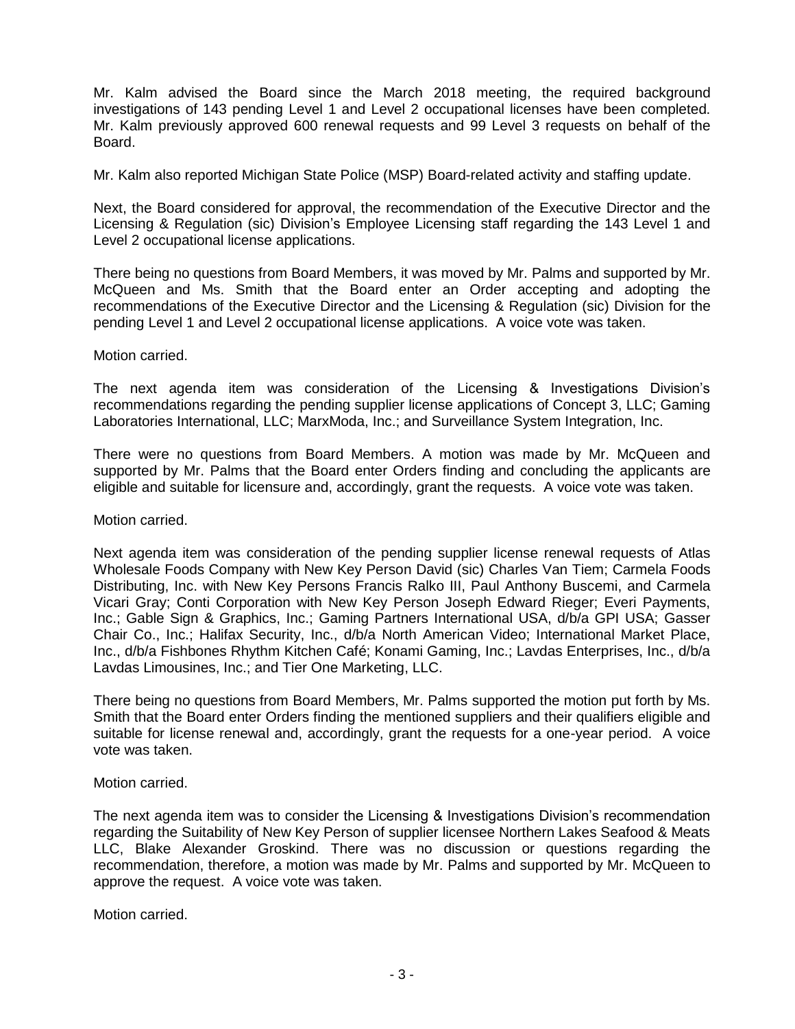Mr. Kalm advised the Board since the March 2018 meeting, the required background investigations of 143 pending Level 1 and Level 2 occupational licenses have been completed. Mr. Kalm previously approved 600 renewal requests and 99 Level 3 requests on behalf of the Board.

Mr. Kalm also reported Michigan State Police (MSP) Board-related activity and staffing update.

Next, the Board considered for approval, the recommendation of the Executive Director and the Licensing & Regulation (sic) Division's Employee Licensing staff regarding the 143 Level 1 and Level 2 occupational license applications.

There being no questions from Board Members, it was moved by Mr. Palms and supported by Mr. McQueen and Ms. Smith that the Board enter an Order accepting and adopting the recommendations of the Executive Director and the Licensing & Regulation (sic) Division for the pending Level 1 and Level 2 occupational license applications. A voice vote was taken.

Motion carried.

The next agenda item was consideration of the Licensing & Investigations Division's recommendations regarding the pending supplier license applications of Concept 3, LLC; Gaming Laboratories International, LLC; MarxModa, Inc.; and Surveillance System Integration, Inc.

There were no questions from Board Members. A motion was made by Mr. McQueen and supported by Mr. Palms that the Board enter Orders finding and concluding the applicants are eligible and suitable for licensure and, accordingly, grant the requests. A voice vote was taken.

Motion carried.

Next agenda item was consideration of the pending supplier license renewal requests of Atlas Wholesale Foods Company with New Key Person David (sic) Charles Van Tiem; Carmela Foods Distributing, Inc. with New Key Persons Francis Ralko III, Paul Anthony Buscemi, and Carmela Vicari Gray; Conti Corporation with New Key Person Joseph Edward Rieger; Everi Payments, Inc.; Gable Sign & Graphics, Inc.; Gaming Partners International USA, d/b/a GPI USA; Gasser Chair Co., Inc.; Halifax Security, Inc., d/b/a North American Video; International Market Place, Inc., d/b/a Fishbones Rhythm Kitchen Café; Konami Gaming, Inc.; Lavdas Enterprises, Inc., d/b/a Lavdas Limousines, Inc.; and Tier One Marketing, LLC.

There being no questions from Board Members, Mr. Palms supported the motion put forth by Ms. Smith that the Board enter Orders finding the mentioned suppliers and their qualifiers eligible and suitable for license renewal and, accordingly, grant the requests for a one-year period. A voice vote was taken.

Motion carried.

The next agenda item was to consider the Licensing & Investigations Division's recommendation regarding the Suitability of New Key Person of supplier licensee Northern Lakes Seafood & Meats LLC, Blake Alexander Groskind. There was no discussion or questions regarding the recommendation, therefore, a motion was made by Mr. Palms and supported by Mr. McQueen to approve the request. A voice vote was taken.

Motion carried.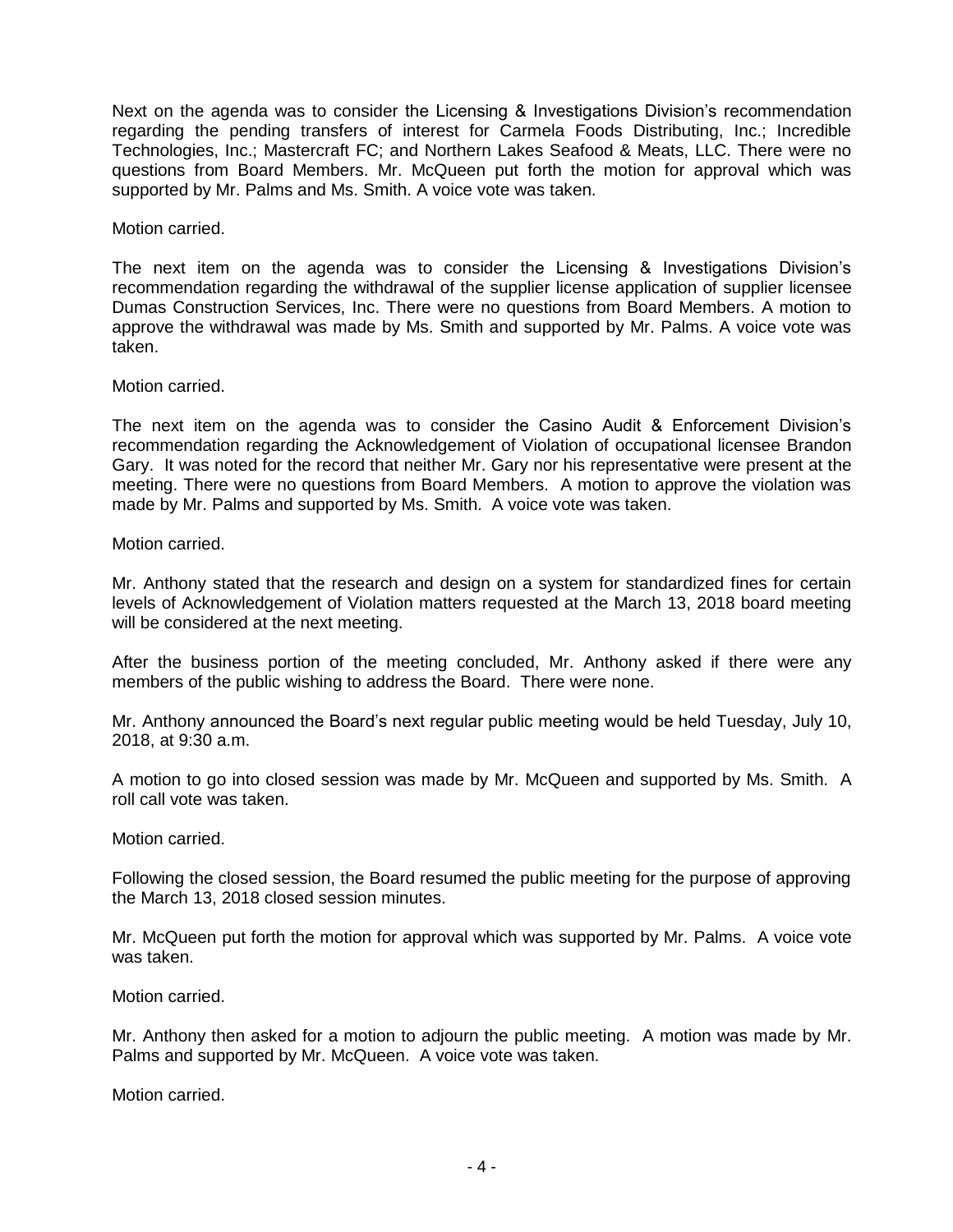Next on the agenda was to consider the Licensing & Investigations Division's recommendation regarding the pending transfers of interest for Carmela Foods Distributing, Inc.; Incredible Technologies, Inc.; Mastercraft FC; and Northern Lakes Seafood & Meats, LLC. There were no questions from Board Members. Mr. McQueen put forth the motion for approval which was supported by Mr. Palms and Ms. Smith. A voice vote was taken.

Motion carried.

The next item on the agenda was to consider the Licensing & Investigations Division's recommendation regarding the withdrawal of the supplier license application of supplier licensee Dumas Construction Services, Inc. There were no questions from Board Members. A motion to approve the withdrawal was made by Ms. Smith and supported by Mr. Palms. A voice vote was taken.

Motion carried.

The next item on the agenda was to consider the Casino Audit & Enforcement Division's recommendation regarding the Acknowledgement of Violation of occupational licensee Brandon Gary. It was noted for the record that neither Mr. Gary nor his representative were present at the meeting. There were no questions from Board Members. A motion to approve the violation was made by Mr. Palms and supported by Ms. Smith. A voice vote was taken.

Motion carried.

Mr. Anthony stated that the research and design on a system for standardized fines for certain levels of Acknowledgement of Violation matters requested at the March 13, 2018 board meeting will be considered at the next meeting.

After the business portion of the meeting concluded, Mr. Anthony asked if there were any members of the public wishing to address the Board. There were none.

Mr. Anthony announced the Board's next regular public meeting would be held Tuesday, July 10, 2018, at 9:30 a.m.

A motion to go into closed session was made by Mr. McQueen and supported by Ms. Smith. A roll call vote was taken.

Motion carried.

Following the closed session, the Board resumed the public meeting for the purpose of approving the March 13, 2018 closed session minutes.

Mr. McQueen put forth the motion for approval which was supported by Mr. Palms. A voice vote was taken.

Motion carried.

Mr. Anthony then asked for a motion to adjourn the public meeting. A motion was made by Mr. Palms and supported by Mr. McQueen. A voice vote was taken.

Motion carried.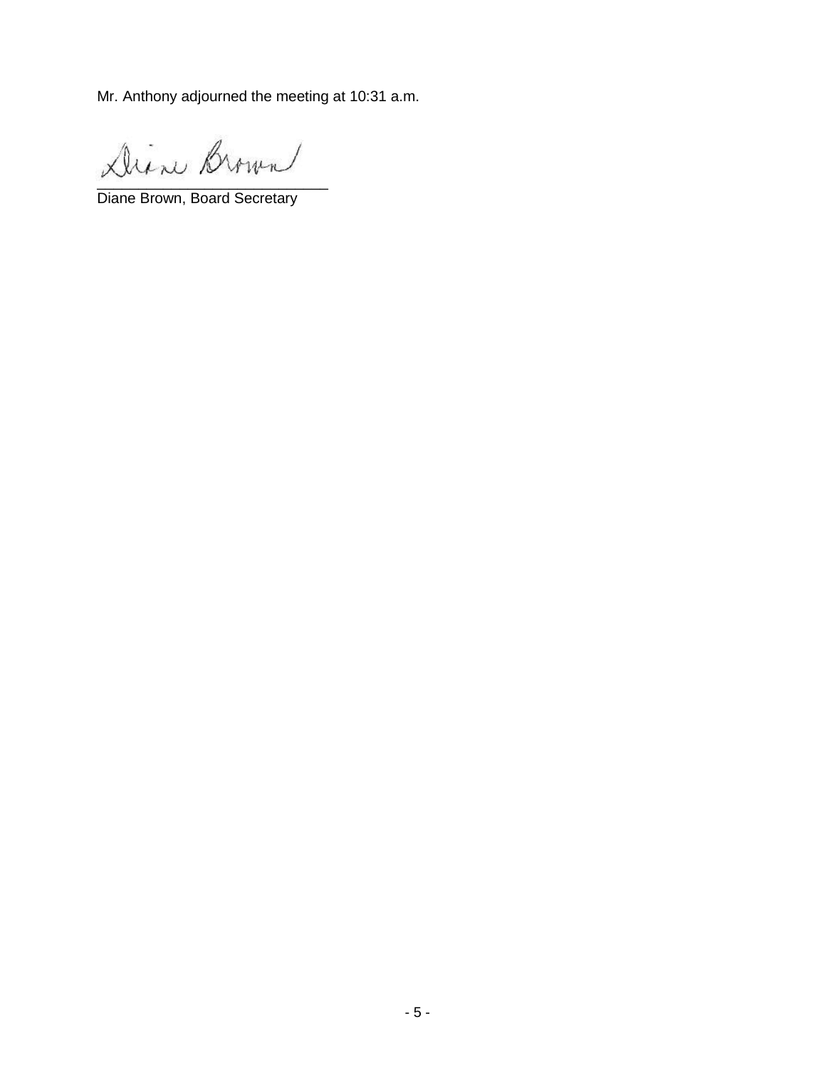Mr. Anthony adjourned the meeting at 10:31 a.m.

Diane Brown

\_\_\_\_\_\_\_\_\_\_\_\_\_\_\_\_\_\_\_\_\_\_\_\_\_\_\_\_\_

Diane Brown, Board Secretary